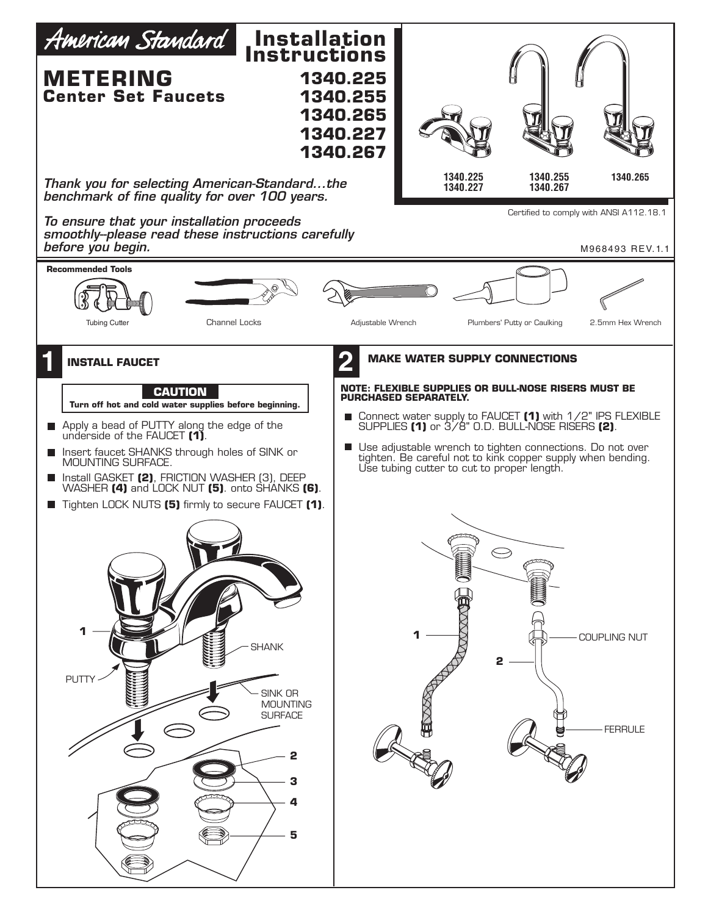# American Standard

# Installation Instructions

## METERING
### Center Set Faucets

**1340.225**
**1340.255**
**1340.265**
**1340.227**
**1340.267**

1340.225 1340.227 | 1340.255 1340.267 | 1340.265

Certified to comply with ANSI A112.18.1

*Thank you for selecting American-Standard…the benchmark of fine quality for over 100 years.*

*To ensure that your installation proceeds smoothly–please read these instructions carefully before you begin.*

M968493 REV.1.1

**Recommended Tools**

Tubing Cutter | Channel Locks | Adjustable Wrench | Plumbers' Putty or Caulking | 2.5mm Hex Wrench

## 1 INSTALL FAUCET

**CAUTION**
**Turn off hot and cold water supplies before beginning.**

- Apply a bead of PUTTY along the edge of the underside of the FAUCET **(1)**.
- Insert faucet SHANKS through holes of SINK or MOUNTING SURFACE.
- Install GASKET **(2)**, FRICTION WASHER (3), DEEP WASHER **(4)** and LOCK NUT **(5)**. onto SHANKS **(6)**.
- Tighten LOCK NUTS **(5)** firmly to secure FAUCET **(1)**.

1, PUTTY, SHANK, SINK OR MOUNTING SURFACE, 2, 3, 4, 5

## 2 MAKE WATER SUPPLY CONNECTIONS

**NOTE: FLEXIBLE SUPPLIES OR BULL-NOSE RISERS MUST BE PURCHASED SEPARATELY.**

- Connect water supply to FAUCET **(1)** with 1/2" IPS FLEXIBLE SUPPLIES **(1)** or 3/8" O.D. BULL-NOSE RISERS **(2)**.
- Use adjustable wrench to tighten connections. Do not over tighten. Be careful not to kink copper supply when bending. Use tubing cutter to cut to proper length.

1, 2, COUPLING NUT, FERRULE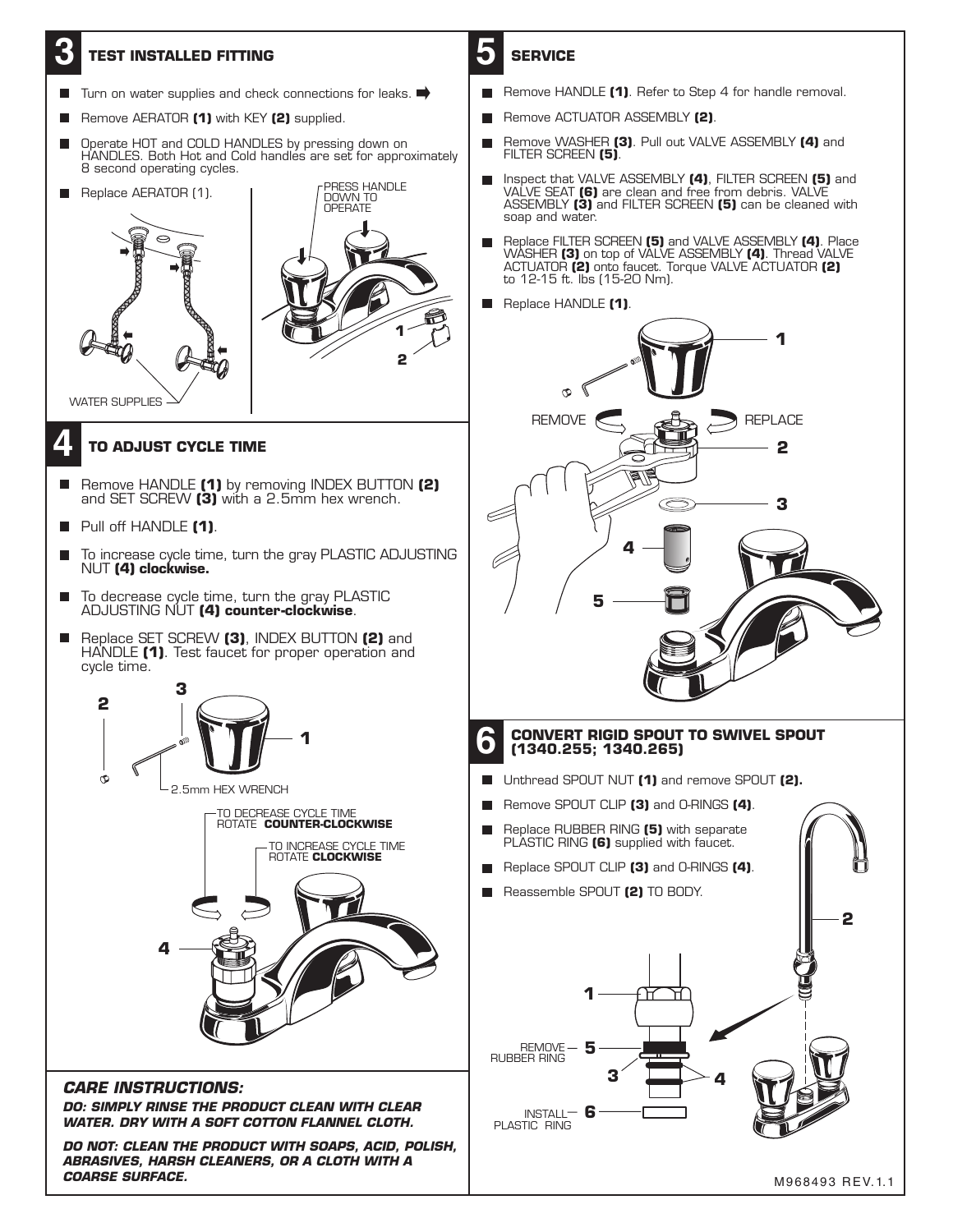## 3 TEST INSTALLED FITTING

- Turn on water supplies and check connections for leaks. ➡
- Remove AERATOR **(1)** with KEY **(2)** supplied.
- Operate HOT and COLD HANDLES by pressing down on HANDLES. Both Hot and Cold handles are set for approximately 8 second operating cycles.
- Replace AERATOR (1).

PRESS HANDLE DOWN TO OPERATE

WATER SUPPLIES

1

2

## 4 TO ADJUST CYCLE TIME

- Remove HANDLE **(1)** by removing INDEX BUTTON **(2)** and SET SCREW **(3)** with a 2.5mm hex wrench.
- Pull off HANDLE **(1)**.
- To increase cycle time, turn the gray PLASTIC ADJUSTING NUT **(4) clockwise.**
- To decrease cycle time, turn the gray PLASTIC ADJUSTING NUT **(4) counter-clockwise**.
- Replace SET SCREW **(3)**, INDEX BUTTON **(2)** and HANDLE **(1)**. Test faucet for proper operation and cycle time.

2.5mm HEX WRENCH

TO DECREASE CYCLE TIME ROTATE **COUNTER-CLOCKWISE**

TO INCREASE CYCLE TIME ROTATE **CLOCKWISE**

### *CARE INSTRUCTIONS:*

***DO: SIMPLY RINSE THE PRODUCT CLEAN WITH CLEAR WATER. DRY WITH A SOFT COTTON FLANNEL CLOTH.***

***DO NOT: CLEAN THE PRODUCT WITH SOAPS, ACID, POLISH, ABRASIVES, HARSH CLEANERS, OR A CLOTH WITH A COARSE SURFACE.***

## 5 SERVICE

- Remove HANDLE **(1)**. Refer to Step 4 for handle removal.
- Remove ACTUATOR ASSEMBLY **(2)**.
- Remove WASHER **(3)**. Pull out VALVE ASSEMBLY **(4)** and FILTER SCREEN **(5)**.
- Inspect that VALVE ASSEMBLY **(4)**, FILTER SCREEN **(5)** and VALVE SEAT **(6)** are clean and free from debris. VALVE ASSEMBLY **(3)** and FILTER SCREEN **(5)** can be cleaned with soap and water.
- Replace FILTER SCREEN **(5)** and VALVE ASSEMBLY **(4)**. Place WASHER **(3)** on top of VALVE ASSEMBLY **(4)**. Thread VALVE ACTUATOR **(2)** onto faucet. Torque VALVE ACTUATOR **(2)** to 12-15 ft. lbs (15-20 Nm).
- Replace HANDLE **(1)**.

REMOVE

REPLACE

## 6 CONVERT RIGID SPOUT TO SWIVEL SPOUT (1340.255; 1340.265)

- Unthread SPOUT NUT **(1)** and remove SPOUT **(2).**
- Remove SPOUT CLIP **(3)** and O-RINGS **(4)**.
- Replace RUBBER RING **(5)** with separate PLASTIC RING **(6)** supplied with faucet.
- Replace SPOUT CLIP **(3)** and O-RINGS **(4)**.
- Reassemble SPOUT **(2)** TO BODY.

REMOVE RUBBER RING

INSTALL PLASTIC RING

M968493 REV.1.1